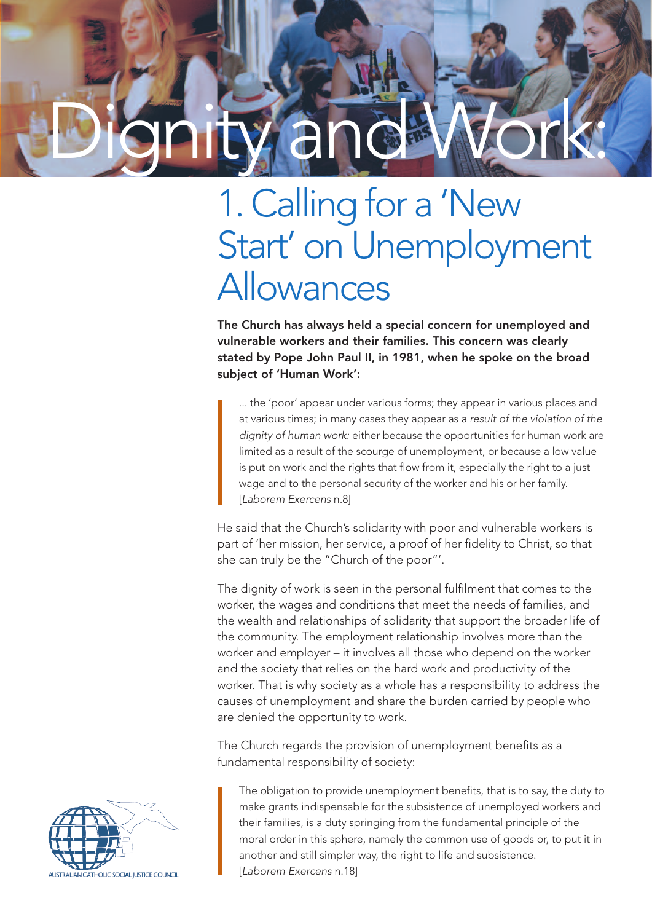# Dignity and Work:

## 1. Calling for a 'New Start' on Unemployment Allowances

**The Church has always held a special concern for unemployed and vulnerable workers and their families. This concern was clearly stated by Pope John Paul II, in 1981, when he spoke on the broad subject of 'Human Work':**

> ... the 'poor' appear under various forms; they appear in various places and at various times; in many cases they appear as a *result of the violation of the dignity of human work:* either because the opportunities for human work are limited as a result of the scourge of unemployment, or because a low value is put on work and the rights that flow from it, especially the right to a just wage and to the personal security of the worker and his or her family. [*Laborem Exercens* n.8]

He said that the Church's solidarity with poor and vulnerable workers is part of 'her mission, her service, a proof of her fidelity to Christ, so that she can truly be the "Church of the poor"'.

The dignity of work is seen in the personal fulfilment that comes to the worker, the wages and conditions that meet the needs of families, and the wealth and relationships of solidarity that support the broader life of the community. The employment relationship involves more than the worker and employer – it involves all those who depend on the worker and the society that relies on the hard work and productivity of the worker. That is why society as a whole has a responsibility to address the causes of unemployment and share the burden carried by people who are denied the opportunity to work.

The Church regards the provision of unemployment benefits as a fundamental responsibility of society:

> The obligation to provide unemployment benefits, that is to say, the duty to make grants indispensable for the subsistence of unemployed workers and their families, is a duty springing from the fundamental principle of the moral order in this sphere, namely the common use of goods or, to put it in another and still simpler way, the right to life and subsistence. [*Laborem Exercens* n.18]

AUSTRALIAN CATHOLIC SOCIAL JUSTICE COUNCIL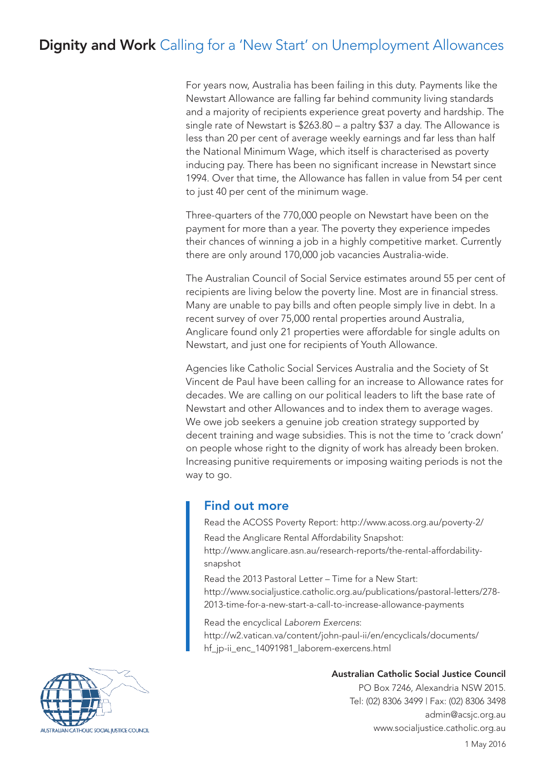# **Dignity and Work** Calling for a 'New Start' on Unemployment Allowances

For years now, Australia has been failing in this duty. Payments like the Newstart Allowance are falling far behind community living standards and a majority of recipients experience great poverty and hardship. The single rate of Newstart is $263.80 – a paltry $37 a day. The Allowance is less than 20 per cent of average weekly earnings and far less than half the National Minimum Wage, which itself is characterised as poverty inducing pay. There has been no significant increase in Newstart since 1994. Over that time, the Allowance has fallen in value from 54 per cent to just 40 per cent of the minimum wage.

Three-quarters of the 770,000 people on Newstart have been on the payment for more than a year. The poverty they experience impedes their chances of winning a job in a highly competitive market. Currently there are only around 170,000 job vacancies Australia-wide.

The Australian Council of Social Service estimates around 55 per cent of recipients are living below the poverty line. Most are in financial stress. Many are unable to pay bills and often people simply live in debt. In a recent survey of over 75,000 rental properties around Australia, Anglicare found only 21 properties were affordable for single adults on Newstart, and just one for recipients of Youth Allowance.

Agencies like Catholic Social Services Australia and the Society of St Vincent de Paul have been calling for an increase to Allowance rates for decades. We are calling on our political leaders to lift the base rate of Newstart and other Allowances and to index them to average wages. We owe job seekers a genuine job creation strategy supported by decent training and wage subsidies. This is not the time to 'crack down' on people whose right to the dignity of work has already been broken. Increasing punitive requirements or imposing waiting periods is not the way to go.

## Find out more

Read the ACOSS Poverty Report: http://www.acoss.org.au/poverty-2/

Read the Anglicare Rental Affordability Snapshot: http://www.anglicare.asn.au/research-reports/the-rental-affordability-snapshot

Read the 2013 Pastoral Letter – Time for a New Start: http://www.socialjustice.catholic.org.au/publications/pastoral-letters/278-2013-time-for-a-new-start-a-call-to-increase-allowance-payments

Read the encyclical *Laborem Exercens*: http://w2.vatican.va/content/john-paul-ii/en/encyclicals/documents/hf_jp-ii_enc_14091981_laborem-exercens.html

AUSTRALIAN CATHOLIC SOCIAL JUSTICE COUNCIL

**Australian Catholic Social Justice Council**
PO Box 7246, Alexandria NSW 2015.
Tel: (02) 8306 3499 | Fax: (02) 8306 3498
admin@acsjc.org.au
www.socialjustice.catholic.org.au

1 May 2016